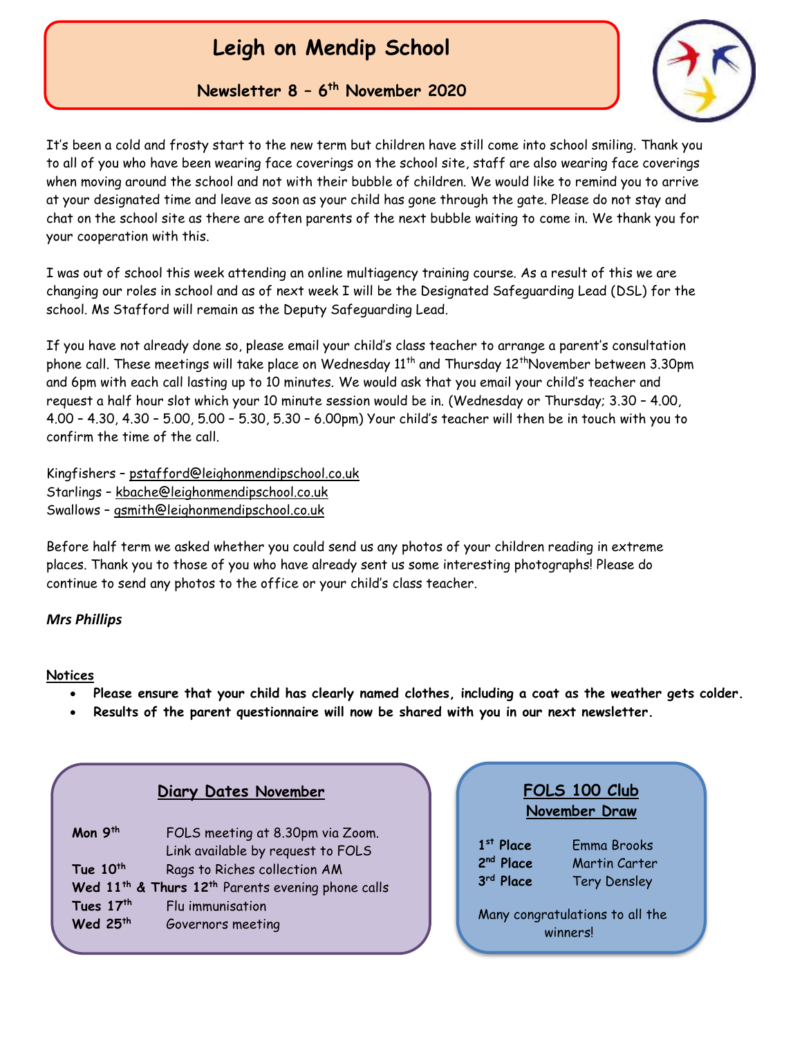# Leigh on Mendip School

## Newsletter 8 – 6th November 2020

It's been a cold and frosty start to the new term but children have still come into school smiling. Thank you to all of you who have been wearing face coverings on the school site, staff are also wearing face coverings when moving around the school and not with their bubble of children. We would like to remind you to arrive at your designated time and leave as soon as your child has gone through the gate. Please do not stay and chat on the school site as there are often parents of the next bubble waiting to come in. We thank you for your cooperation with this.

I was out of school this week attending an online multiagency training course. As a result of this we are changing our roles in school and as of next week I will be the Designated Safeguarding Lead (DSL) for the school. Ms Stafford will remain as the Deputy Safeguarding Lead.

If you have not already done so, please email your child's class teacher to arrange a parent's consultation phone call. These meetings will take place on Wednesday 11th and Thursday 12th November between 3.30pm and 6pm with each call lasting up to 10 minutes. We would ask that you email your child's teacher and request a half hour slot which your 10 minute session would be in. (Wednesday or Thursday; 3.30 – 4.00, 4.00 – 4.30, 4.30 – 5.00, 5.00 – 5.30, 5.30 – 6.00pm) Your child's teacher will then be in touch with you to confirm the time of the call.

Kingfishers – pstafford@leighonmendipschool.co.uk
Starlings – kbache@leighonmendipschool.co.uk
Swallows – gsmith@leighonmendipschool.co.uk

Before half term we asked whether you could send us any photos of your children reading in extreme places. Thank you to those of you who have already sent us some interesting photographs! Please do continue to send any photos to the office or your child's class teacher.

***Mrs Phillips***

**Notices**

- **Please ensure that your child has clearly named clothes, including a coat as the weather gets colder.**
- **Results of the parent questionnaire will now be shared with you in our next newsletter.**

### Diary Dates November

| | |
|---|---|
| **Mon 9th** | FOLS meeting at 8.30pm via Zoom. Link available by request to FOLS |
| **Tue 10th** | Rags to Riches collection AM |
| **Wed 11th & Thurs 12th** | Parents evening phone calls |
| **Tues 17th** | Flu immunisation |
| **Wed 25th** | Governors meeting |

### FOLS 100 Club November Draw

| | |
|---|---|
| **1st Place** | Emma Brooks |
| **2nd Place** | Martin Carter |
| **3rd Place** | Tery Densley |

Many congratulations to all the winners!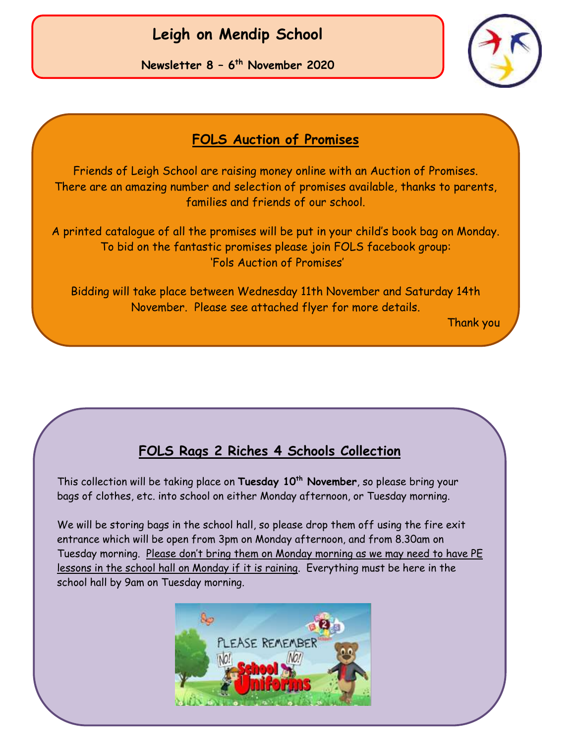# Leigh on Mendip School

**Newsletter 8 – 6th November 2020**

## FOLS Auction of Promises

Friends of Leigh School are raising money online with an Auction of Promises. There are an amazing number and selection of promises available, thanks to parents, families and friends of our school.

A printed catalogue of all the promises will be put in your child's book bag on Monday. To bid on the fantastic promises please join FOLS facebook group: 'Fols Auction of Promises'

Bidding will take place between Wednesday 11th November and Saturday 14th November. Please see attached flyer for more details.

Thank you

## FOLS Rags 2 Riches 4 Schools Collection

This collection will be taking place on **Tuesday 10th November**, so please bring your bags of clothes, etc. into school on either Monday afternoon, or Tuesday morning.

We will be storing bags in the school hall, so please drop them off using the fire exit entrance which will be open from 3pm on Monday afternoon, and from 8.30am on Tuesday morning. Please don't bring them on Monday morning as we may need to have PE lessons in the school hall on Monday if it is raining. Everything must be here in the school hall by 9am on Tuesday morning.